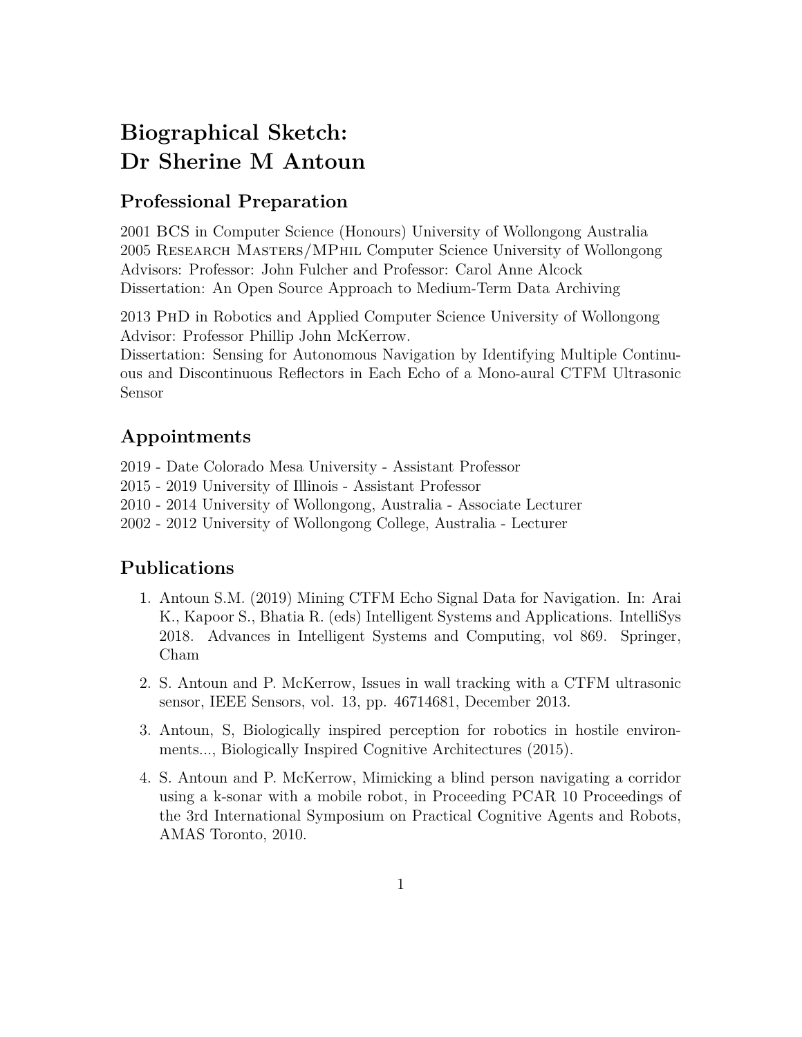# Biographical Sketch:
# Dr Sherine M Antoun

## Professional Preparation

2001 BCS in Computer Science (Honours) University of Wollongong Australia
2005 Research Masters/MPhil Computer Science University of Wollongong
Advisors: Professor: John Fulcher and Professor: Carol Anne Alcock
Dissertation: An Open Source Approach to Medium-Term Data Archiving

2013 PhD in Robotics and Applied Computer Science University of Wollongong
Advisor: Professor Phillip John McKerrow.
Dissertation: Sensing for Autonomous Navigation by Identifying Multiple Continuous and Discontinuous Reflectors in Each Echo of a Mono-aural CTFM Ultrasonic Sensor

## Appointments

2019 - Date Colorado Mesa University - Assistant Professor
2015 - 2019 University of Illinois - Assistant Professor
2010 - 2014 University of Wollongong, Australia - Associate Lecturer
2002 - 2012 University of Wollongong College, Australia - Lecturer

## Publications

1. Antoun S.M. (2019) Mining CTFM Echo Signal Data for Navigation. In: Arai K., Kapoor S., Bhatia R. (eds) Intelligent Systems and Applications. IntelliSys 2018. Advances in Intelligent Systems and Computing, vol 869. Springer, Cham
2. S. Antoun and P. McKerrow, Issues in wall tracking with a CTFM ultrasonic sensor, IEEE Sensors, vol. 13, pp. 46714681, December 2013.
3. Antoun, S, Biologically inspired perception for robotics in hostile environments..., Biologically Inspired Cognitive Architectures (2015).
4. S. Antoun and P. McKerrow, Mimicking a blind person navigating a corridor using a k-sonar with a mobile robot, in Proceeding PCAR 10 Proceedings of the 3rd International Symposium on Practical Cognitive Agents and Robots, AMAS Toronto, 2010.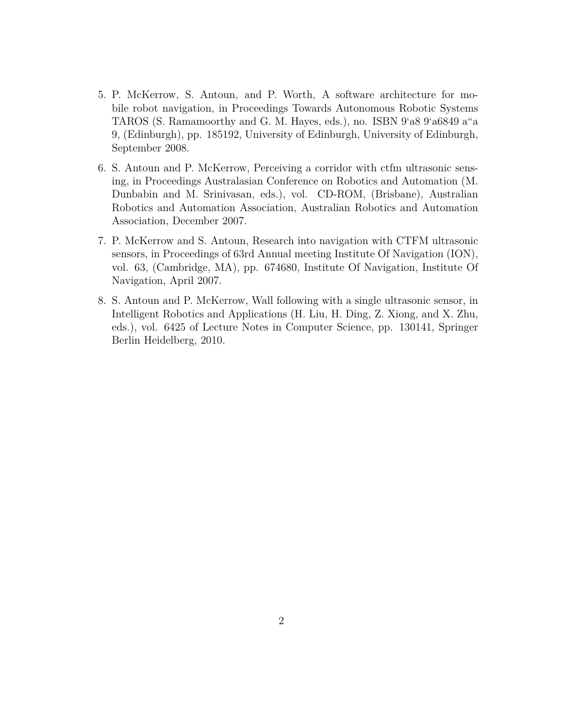5. P. McKerrow, S. Antoun, and P. Worth, A software architecture for mobile robot navigation, in Proceedings Towards Autonomous Robotic Systems TAROS (S. Ramamoorthy and G. M. Hayes, eds.), no. ISBN 9‘a8 9‘a6849 a“a 9, (Edinburgh), pp. 185192, University of Edinburgh, University of Edinburgh, September 2008.

6. S. Antoun and P. McKerrow, Perceiving a corridor with ctfm ultrasonic sensing, in Proceedings Australasian Conference on Robotics and Automation (M. Dunbabin and M. Srinivasan, eds.), vol. CD-ROM, (Brisbane), Australian Robotics and Automation Association, Australian Robotics and Automation Association, December 2007.

7. P. McKerrow and S. Antoun, Research into navigation with CTFM ultrasonic sensors, in Proceedings of 63rd Annual meeting Institute Of Navigation (ION), vol. 63, (Cambridge, MA), pp. 674680, Institute Of Navigation, Institute Of Navigation, April 2007.

8. S. Antoun and P. McKerrow, Wall following with a single ultrasonic sensor, in Intelligent Robotics and Applications (H. Liu, H. Ding, Z. Xiong, and X. Zhu, eds.), vol. 6425 of Lecture Notes in Computer Science, pp. 130141, Springer Berlin Heidelberg, 2010.